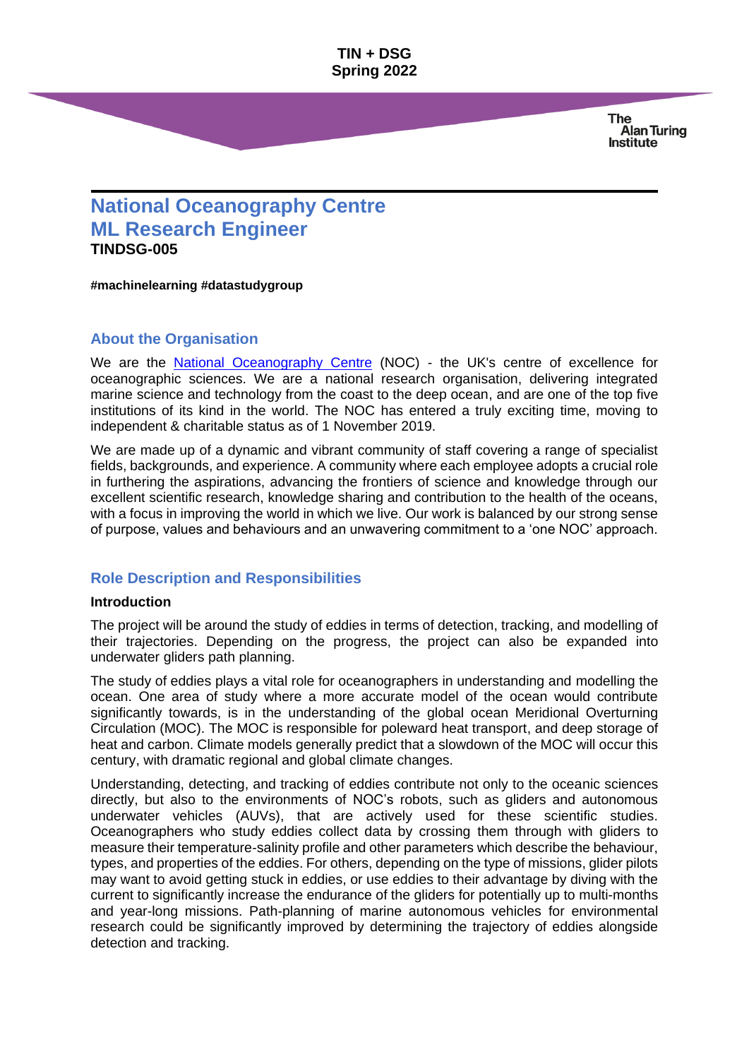**TIN + DSG**
**Spring 2022**

# National Oceanography Centre
# ML Research Engineer
**TINDSG-005**

**#machinelearning #datastudygroup**

## About the Organisation

We are the National Oceanography Centre (NOC) - the UK's centre of excellence for oceanographic sciences. We are a national research organisation, delivering integrated marine science and technology from the coast to the deep ocean, and are one of the top five institutions of its kind in the world. The NOC has entered a truly exciting time, moving to independent & charitable status as of 1 November 2019.

We are made up of a dynamic and vibrant community of staff covering a range of specialist fields, backgrounds, and experience. A community where each employee adopts a crucial role in furthering the aspirations, advancing the frontiers of science and knowledge through our excellent scientific research, knowledge sharing and contribution to the health of the oceans, with a focus in improving the world in which we live. Our work is balanced by our strong sense of purpose, values and behaviours and an unwavering commitment to a 'one NOC' approach.

## Role Description and Responsibilities

**Introduction**

The project will be around the study of eddies in terms of detection, tracking, and modelling of their trajectories. Depending on the progress, the project can also be expanded into underwater gliders path planning.

The study of eddies plays a vital role for oceanographers in understanding and modelling the ocean. One area of study where a more accurate model of the ocean would contribute significantly towards, is in the understanding of the global ocean Meridional Overturning Circulation (MOC). The MOC is responsible for poleward heat transport, and deep storage of heat and carbon. Climate models generally predict that a slowdown of the MOC will occur this century, with dramatic regional and global climate changes.

Understanding, detecting, and tracking of eddies contribute not only to the oceanic sciences directly, but also to the environments of NOC's robots, such as gliders and autonomous underwater vehicles (AUVs), that are actively used for these scientific studies. Oceanographers who study eddies collect data by crossing them through with gliders to measure their temperature-salinity profile and other parameters which describe the behaviour, types, and properties of the eddies. For others, depending on the type of missions, glider pilots may want to avoid getting stuck in eddies, or use eddies to their advantage by diving with the current to significantly increase the endurance of the gliders for potentially up to multi-months and year-long missions. Path-planning of marine autonomous vehicles for environmental research could be significantly improved by determining the trajectory of eddies alongside detection and tracking.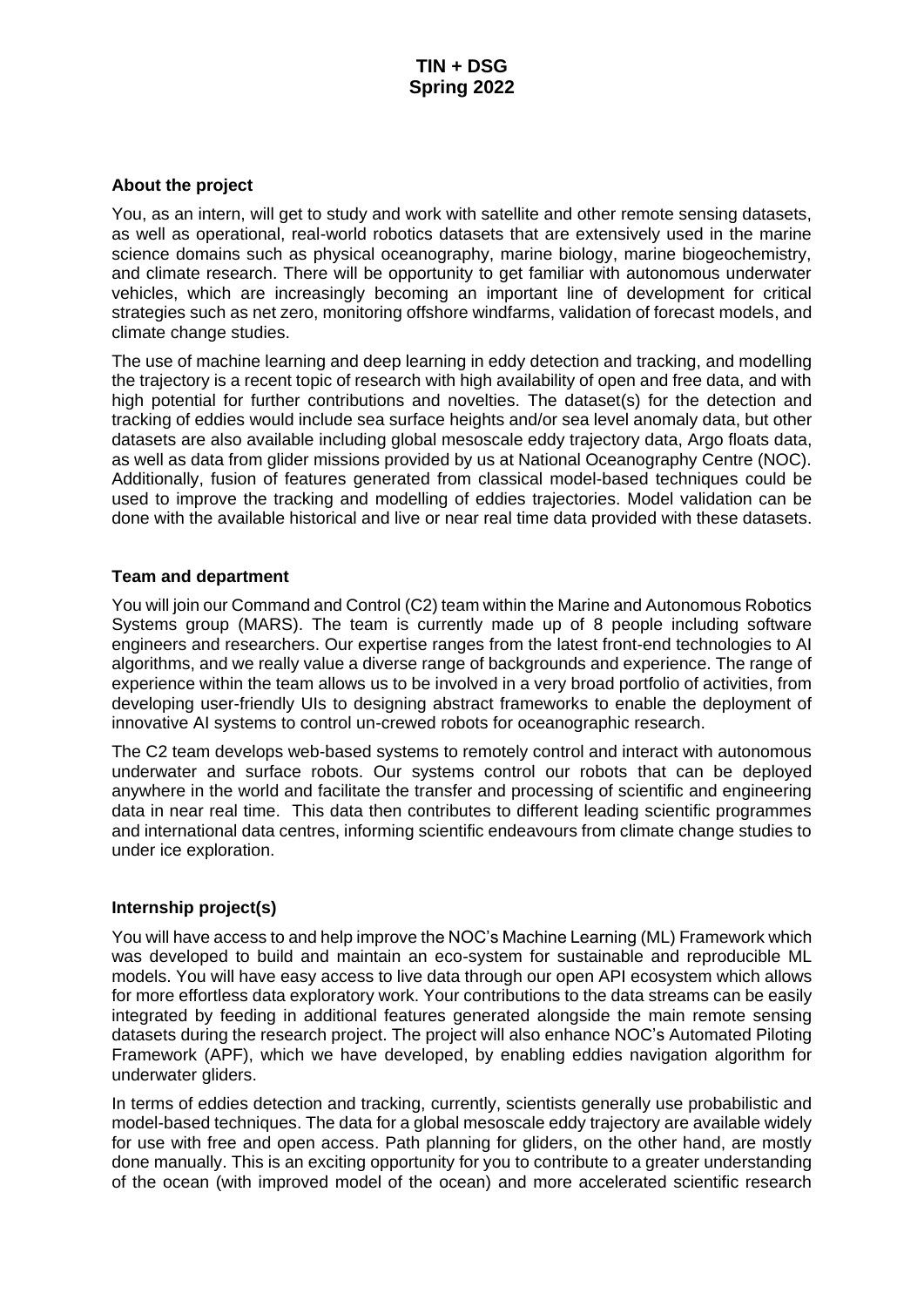# TIN + DSG
# Spring 2022

### About the project

You, as an intern, will get to study and work with satellite and other remote sensing datasets, as well as operational, real-world robotics datasets that are extensively used in the marine science domains such as physical oceanography, marine biology, marine biogeochemistry, and climate research. There will be opportunity to get familiar with autonomous underwater vehicles, which are increasingly becoming an important line of development for critical strategies such as net zero, monitoring offshore windfarms, validation of forecast models, and climate change studies.

The use of machine learning and deep learning in eddy detection and tracking, and modelling the trajectory is a recent topic of research with high availability of open and free data, and with high potential for further contributions and novelties. The dataset(s) for the detection and tracking of eddies would include sea surface heights and/or sea level anomaly data, but other datasets are also available including global mesoscale eddy trajectory data, Argo floats data, as well as data from glider missions provided by us at National Oceanography Centre (NOC). Additionally, fusion of features generated from classical model-based techniques could be used to improve the tracking and modelling of eddies trajectories. Model validation can be done with the available historical and live or near real time data provided with these datasets.

### Team and department

You will join our Command and Control (C2) team within the Marine and Autonomous Robotics Systems group (MARS). The team is currently made up of 8 people including software engineers and researchers. Our expertise ranges from the latest front-end technologies to AI algorithms, and we really value a diverse range of backgrounds and experience. The range of experience within the team allows us to be involved in a very broad portfolio of activities, from developing user-friendly UIs to designing abstract frameworks to enable the deployment of innovative AI systems to control un-crewed robots for oceanographic research.

The C2 team develops web-based systems to remotely control and interact with autonomous underwater and surface robots. Our systems control our robots that can be deployed anywhere in the world and facilitate the transfer and processing of scientific and engineering data in near real time. This data then contributes to different leading scientific programmes and international data centres, informing scientific endeavours from climate change studies to under ice exploration.

### Internship project(s)

You will have access to and help improve the NOC's Machine Learning (ML) Framework which was developed to build and maintain an eco-system for sustainable and reproducible ML models. You will have easy access to live data through our open API ecosystem which allows for more effortless data exploratory work. Your contributions to the data streams can be easily integrated by feeding in additional features generated alongside the main remote sensing datasets during the research project. The project will also enhance NOC's Automated Piloting Framework (APF), which we have developed, by enabling eddies navigation algorithm for underwater gliders.

In terms of eddies detection and tracking, currently, scientists generally use probabilistic and model-based techniques. The data for a global mesoscale eddy trajectory are available widely for use with free and open access. Path planning for gliders, on the other hand, are mostly done manually. This is an exciting opportunity for you to contribute to a greater understanding of the ocean (with improved model of the ocean) and more accelerated scientific research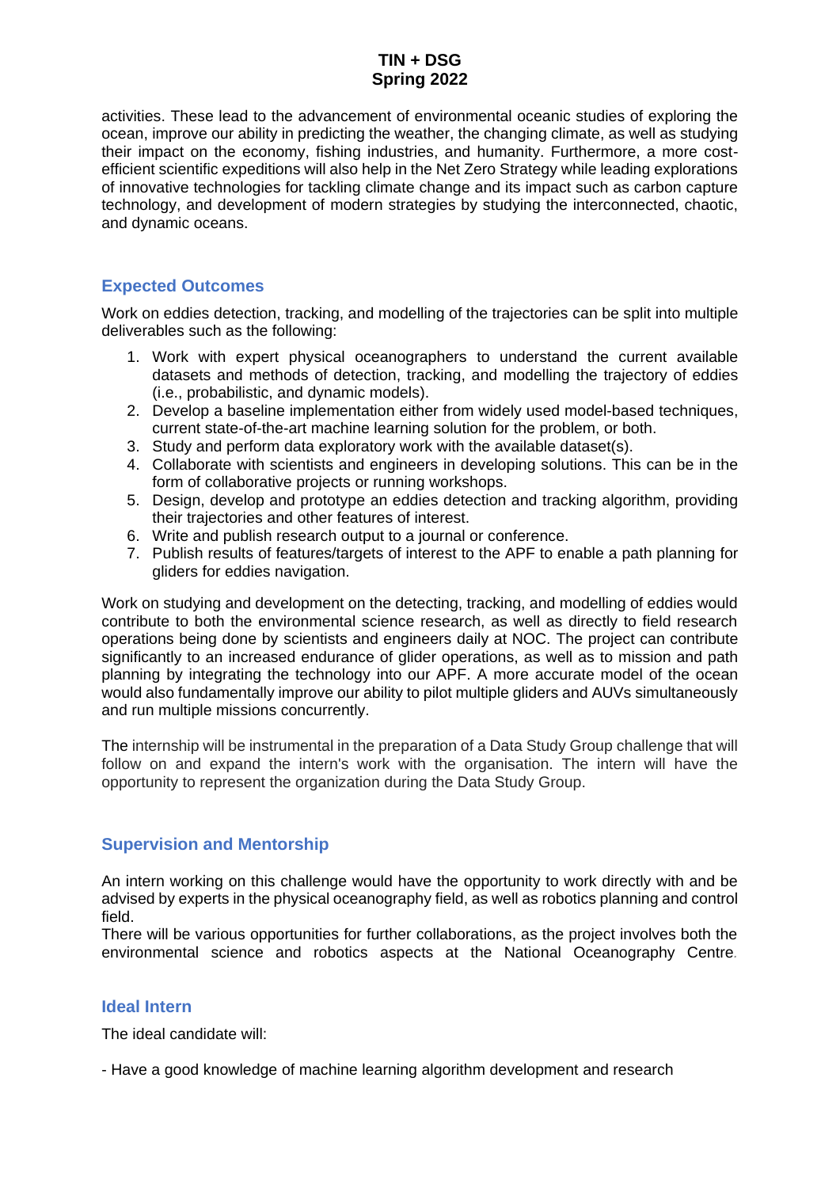activities. These lead to the advancement of environmental oceanic studies of exploring the ocean, improve our ability in predicting the weather, the changing climate, as well as studying their impact on the economy, fishing industries, and humanity. Furthermore, a more cost-efficient scientific expeditions will also help in the Net Zero Strategy while leading explorations of innovative technologies for tackling climate change and its impact such as carbon capture technology, and development of modern strategies by studying the interconnected, chaotic, and dynamic oceans.

## Expected Outcomes

Work on eddies detection, tracking, and modelling of the trajectories can be split into multiple deliverables such as the following:

1. Work with expert physical oceanographers to understand the current available datasets and methods of detection, tracking, and modelling the trajectory of eddies (i.e., probabilistic, and dynamic models).
2. Develop a baseline implementation either from widely used model-based techniques, current state-of-the-art machine learning solution for the problem, or both.
3. Study and perform data exploratory work with the available dataset(s).
4. Collaborate with scientists and engineers in developing solutions. This can be in the form of collaborative projects or running workshops.
5. Design, develop and prototype an eddies detection and tracking algorithm, providing their trajectories and other features of interest.
6. Write and publish research output to a journal or conference.
7. Publish results of features/targets of interest to the APF to enable a path planning for gliders for eddies navigation.

Work on studying and development on the detecting, tracking, and modelling of eddies would contribute to both the environmental science research, as well as directly to field research operations being done by scientists and engineers daily at NOC. The project can contribute significantly to an increased endurance of glider operations, as well as to mission and path planning by integrating the technology into our APF. A more accurate model of the ocean would also fundamentally improve our ability to pilot multiple gliders and AUVs simultaneously and run multiple missions concurrently.

The internship will be instrumental in the preparation of a Data Study Group challenge that will follow on and expand the intern's work with the organisation. The intern will have the opportunity to represent the organization during the Data Study Group.

## Supervision and Mentorship

An intern working on this challenge would have the opportunity to work directly with and be advised by experts in the physical oceanography field, as well as robotics planning and control field.
There will be various opportunities for further collaborations, as the project involves both the environmental science and robotics aspects at the National Oceanography Centre.

## Ideal Intern

The ideal candidate will:

- Have a good knowledge of machine learning algorithm development and research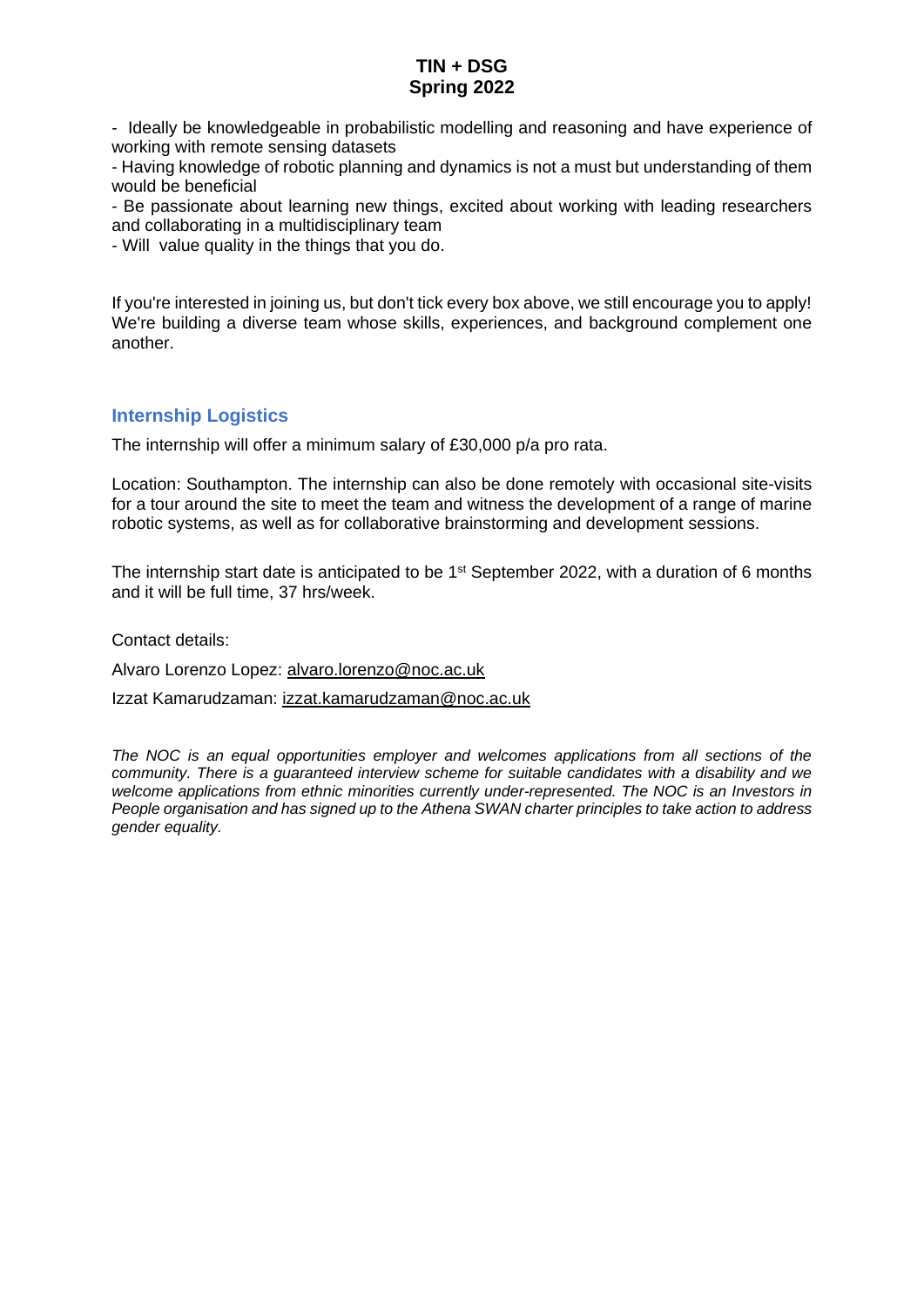- Ideally be knowledgeable in probabilistic modelling and reasoning and have experience of working with remote sensing datasets
- Having knowledge of robotic planning and dynamics is not a must but understanding of them would be beneficial
- Be passionate about learning new things, excited about working with leading researchers and collaborating in a multidisciplinary team
- Will value quality in the things that you do.

If you're interested in joining us, but don't tick every box above, we still encourage you to apply! We're building a diverse team whose skills, experiences, and background complement one another.

## Internship Logistics

The internship will offer a minimum salary of £30,000 p/a pro rata.

Location: Southampton. The internship can also be done remotely with occasional site-visits for a tour around the site to meet the team and witness the development of a range of marine robotic systems, as well as for collaborative brainstorming and development sessions.

The internship start date is anticipated to be 1st September 2022, with a duration of 6 months and it will be full time, 37 hrs/week.

Contact details:

Alvaro Lorenzo Lopez: alvaro.lorenzo@noc.ac.uk

Izzat Kamarudzaman: izzat.kamarudzaman@noc.ac.uk

*The NOC is an equal opportunities employer and welcomes applications from all sections of the community. There is a guaranteed interview scheme for suitable candidates with a disability and we welcome applications from ethnic minorities currently under-represented. The NOC is an Investors in People organisation and has signed up to the Athena SWAN charter principles to take action to address gender equality.*